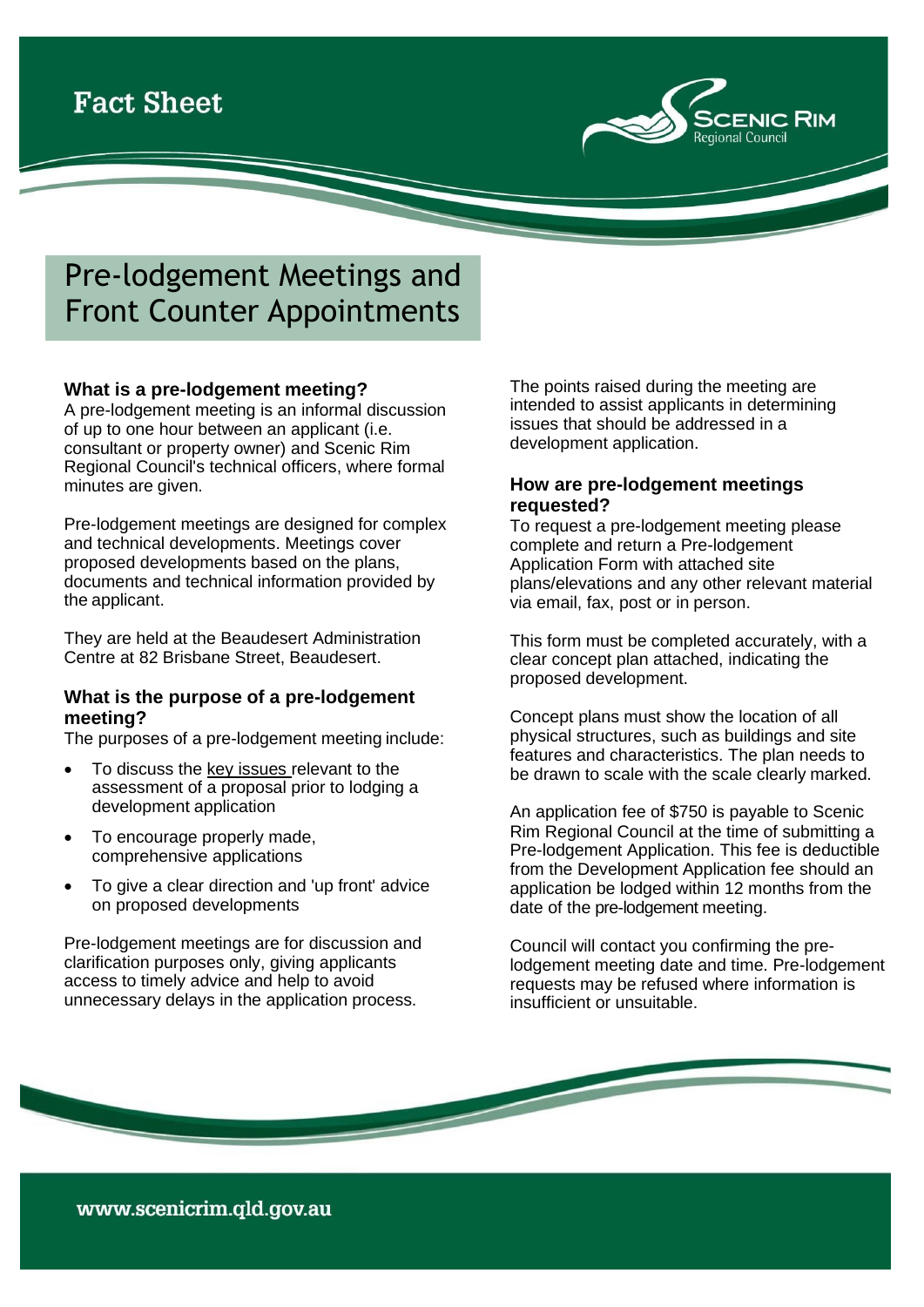Fact Sheet

# Pre-lodgement Meetings and Front Counter Appointments

## What is a pre-lodgement meeting?

A pre-lodgement meeting is an informal discussion of up to one hour between an applicant (i.e. consultant or property owner) and Scenic Rim Regional Council's technical officers, where formal minutes are given.

Pre-lodgement meetings are designed for complex and technical developments. Meetings cover proposed developments based on the plans, documents and technical information provided by the applicant.

They are held at the Beaudesert Administration Centre at 82 Brisbane Street, Beaudesert.

## What is the purpose of a pre-lodgement meeting?

The purposes of a pre-lodgement meeting include:

- To discuss the key issues relevant to the assessment of a proposal prior to lodging a development application
- To encourage properly made, comprehensive applications
- To give a clear direction and 'up front' advice on proposed developments

Pre-lodgement meetings are for discussion and clarification purposes only, giving applicants access to timely advice and help to avoid unnecessary delays in the application process.

The points raised during the meeting are intended to assist applicants in determining issues that should be addressed in a development application.

## How are pre-lodgement meetings requested?

To request a pre-lodgement meeting please complete and return a Pre-lodgement Application Form with attached site plans/elevations and any other relevant material via email, fax, post or in person.

This form must be completed accurately, with a clear concept plan attached, indicating the proposed development.

Concept plans must show the location of all physical structures, such as buildings and site features and characteristics. The plan needs to be drawn to scale with the scale clearly marked.

An application fee of $750 is payable to Scenic Rim Regional Council at the time of submitting a Pre-lodgement Application. This fee is deductible from the Development Application fee should an application be lodged within 12 months from the date of the pre-lodgement meeting.

Council will contact you confirming the pre-lodgement meeting date and time. Pre-lodgement requests may be refused where information is insufficient or unsuitable.

www.scenicrim.qld.gov.au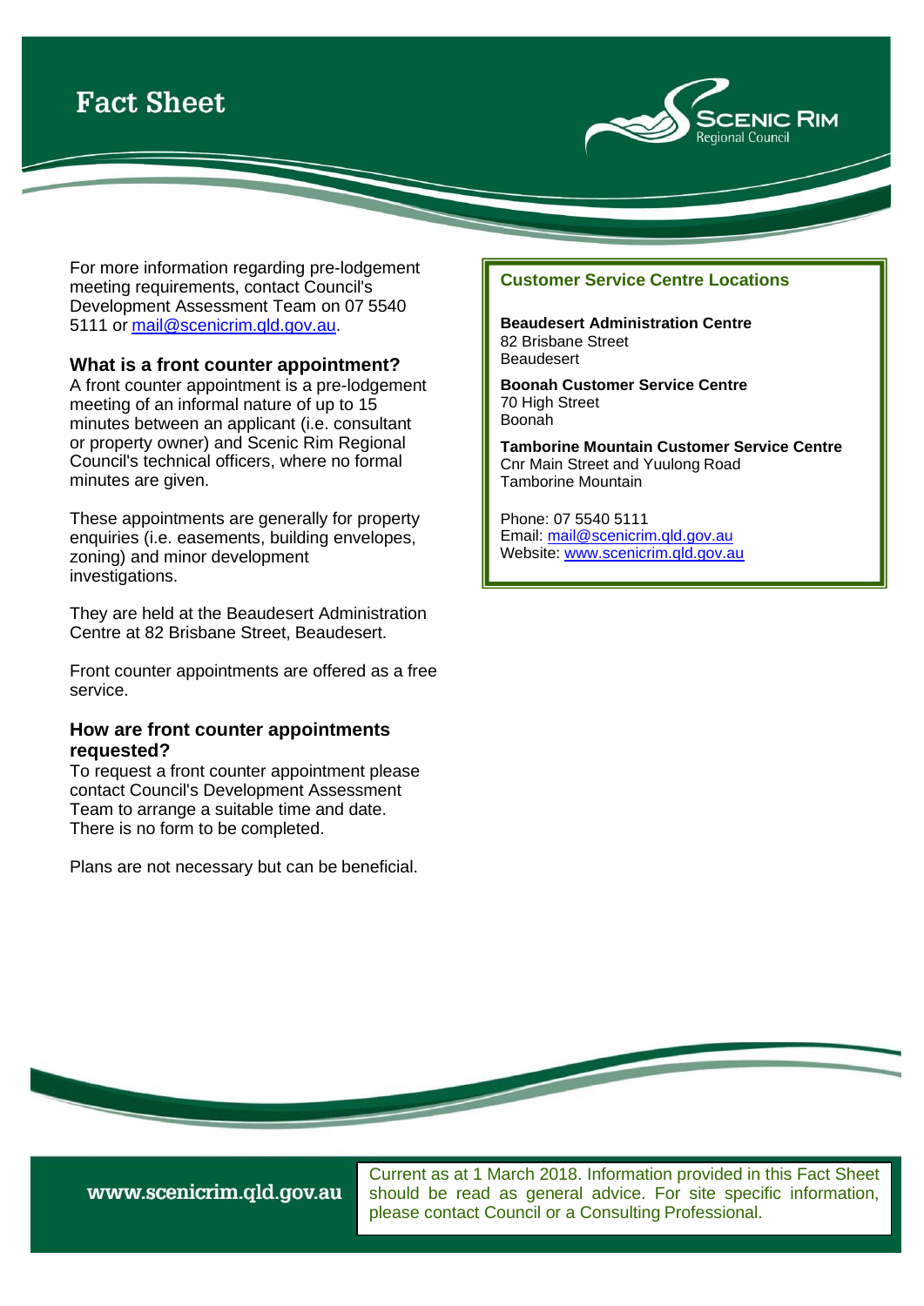# Fact Sheet

For more information regarding pre-lodgement meeting requirements, contact Council's Development Assessment Team on 07 5540 5111 or mail@scenicrim.qld.gov.au.

### What is a front counter appointment?

A front counter appointment is a pre-lodgement meeting of an informal nature of up to 15 minutes between an applicant (i.e. consultant or property owner) and Scenic Rim Regional Council's technical officers, where no formal minutes are given.

These appointments are generally for property enquiries (i.e. easements, building envelopes, zoning) and minor development investigations.

They are held at the Beaudesert Administration Centre at 82 Brisbane Street, Beaudesert.

Front counter appointments are offered as a free service.

### How are front counter appointments requested?

To request a front counter appointment please contact Council's Development Assessment Team to arrange a suitable time and date. There is no form to be completed.

Plans are not necessary but can be beneficial.

### Customer Service Centre Locations

**Beaudesert Administration Centre**
82 Brisbane Street
Beaudesert

**Boonah Customer Service Centre**
70 High Street
Boonah

**Tamborine Mountain Customer Service Centre**
Cnr Main Street and Yuulong Road
Tamborine Mountain

Phone: 07 5540 5111
Email: mail@scenicrim.qld.gov.au
Website: www.scenicrim.qld.gov.au

www.scenicrim.qld.gov.au

Current as at 1 March 2018. Information provided in this Fact Sheet should be read as general advice. For site specific information, please contact Council or a Consulting Professional.